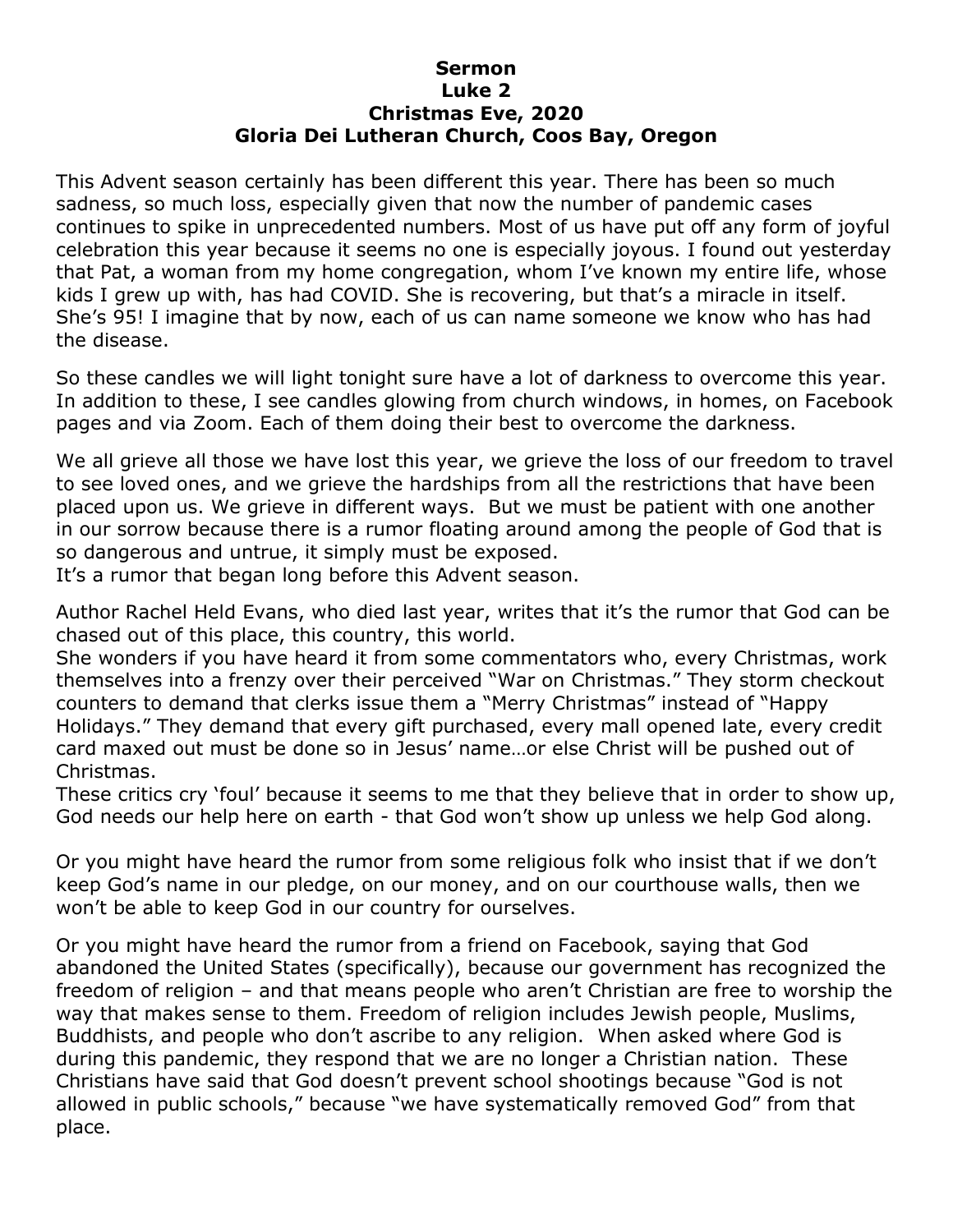# Sermon
## Luke 2
## Christmas Eve, 2020
## Gloria Dei Lutheran Church, Coos Bay, Oregon

This Advent season certainly has been different this year. There has been so much sadness, so much loss, especially given that now the number of pandemic cases continues to spike in unprecedented numbers. Most of us have put off any form of joyful celebration this year because it seems no one is especially joyous. I found out yesterday that Pat, a woman from my home congregation, whom I've known my entire life, whose kids I grew up with, has had COVID. She is recovering, but that's a miracle in itself. She's 95! I imagine that by now, each of us can name someone we know who has had the disease.

So these candles we will light tonight sure have a lot of darkness to overcome this year. In addition to these, I see candles glowing from church windows, in homes, on Facebook pages and via Zoom. Each of them doing their best to overcome the darkness.

We all grieve all those we have lost this year, we grieve the loss of our freedom to travel to see loved ones, and we grieve the hardships from all the restrictions that have been placed upon us. We grieve in different ways. But we must be patient with one another in our sorrow because there is a rumor floating around among the people of God that is so dangerous and untrue, it simply must be exposed.
It's a rumor that began long before this Advent season.

Author Rachel Held Evans, who died last year, writes that it's the rumor that God can be chased out of this place, this country, this world.
She wonders if you have heard it from some commentators who, every Christmas, work themselves into a frenzy over their perceived "War on Christmas." They storm checkout counters to demand that clerks issue them a "Merry Christmas" instead of "Happy Holidays." They demand that every gift purchased, every mall opened late, every credit card maxed out must be done so in Jesus' name…or else Christ will be pushed out of Christmas.
These critics cry 'foul' because it seems to me that they believe that in order to show up, God needs our help here on earth - that God won't show up unless we help God along.

Or you might have heard the rumor from some religious folk who insist that if we don't keep God's name in our pledge, on our money, and on our courthouse walls, then we won't be able to keep God in our country for ourselves.

Or you might have heard the rumor from a friend on Facebook, saying that God abandoned the United States (specifically), because our government has recognized the freedom of religion – and that means people who aren't Christian are free to worship the way that makes sense to them. Freedom of religion includes Jewish people, Muslims, Buddhists, and people who don't ascribe to any religion. When asked where God is during this pandemic, they respond that we are no longer a Christian nation. These Christians have said that God doesn't prevent school shootings because "God is not allowed in public schools," because "we have systematically removed God" from that place.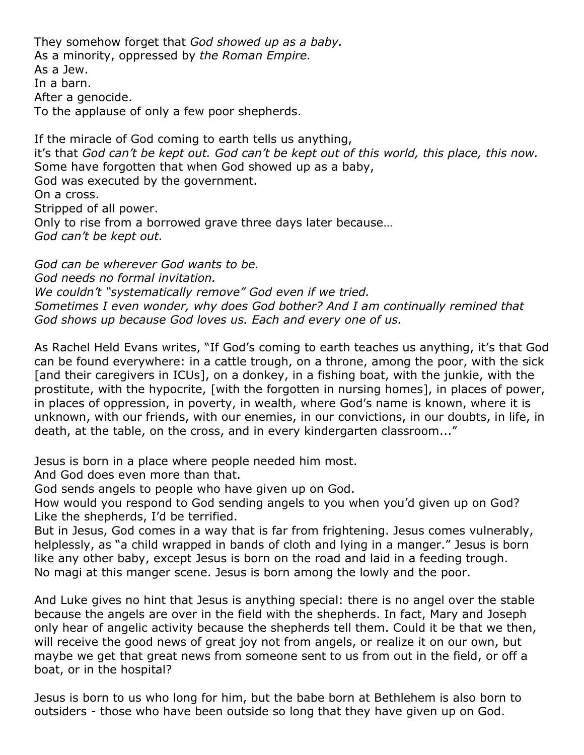They somehow forget that *God showed up as a baby.*
As a minority, oppressed by *the Roman Empire.*
As a Jew.
In a barn.
After a genocide.
To the applause of only a few poor shepherds.

If the miracle of God coming to earth tells us anything,
it's that *God can't be kept out. God can't be kept out of this world, this place, this now.*
Some have forgotten that when God showed up as a baby,
God was executed by the government.
On a cross.
Stripped of all power.
Only to rise from a borrowed grave three days later because…
*God can't be kept out.*

*God can be wherever God wants to be.*
*God needs no formal invitation.*
*We couldn't "systematically remove" God even if we tried.*
*Sometimes I even wonder, why does God bother? And I am continually remined that God shows up because God loves us. Each and every one of us.*

As Rachel Held Evans writes, "If God's coming to earth teaches us anything, it's that God can be found everywhere: in a cattle trough, on a throne, among the poor, with the sick [and their caregivers in ICUs], on a donkey, in a fishing boat, with the junkie, with the prostitute, with the hypocrite, [with the forgotten in nursing homes], in places of power, in places of oppression, in poverty, in wealth, where God's name is known, where it is unknown, with our friends, with our enemies, in our convictions, in our doubts, in life, in death, at the table, on the cross, and in every kindergarten classroom..."

Jesus is born in a place where people needed him most.
And God does even more than that.
God sends angels to people who have given up on God.
How would you respond to God sending angels to you when you'd given up on God?
Like the shepherds, I'd be terrified.
But in Jesus, God comes in a way that is far from frightening. Jesus comes vulnerably, helplessly, as "a child wrapped in bands of cloth and lying in a manger." Jesus is born like any other baby, except Jesus is born on the road and laid in a feeding trough.
No magi at this manger scene. Jesus is born among the lowly and the poor.

And Luke gives no hint that Jesus is anything special: there is no angel over the stable because the angels are over in the field with the shepherds. In fact, Mary and Joseph only hear of angelic activity because the shepherds tell them. Could it be that we then, will receive the good news of great joy not from angels, or realize it on our own, but maybe we get that great news from someone sent to us from out in the field, or off a boat, or in the hospital?

Jesus is born to us who long for him, but the babe born at Bethlehem is also born to outsiders - those who have been outside so long that they have given up on God.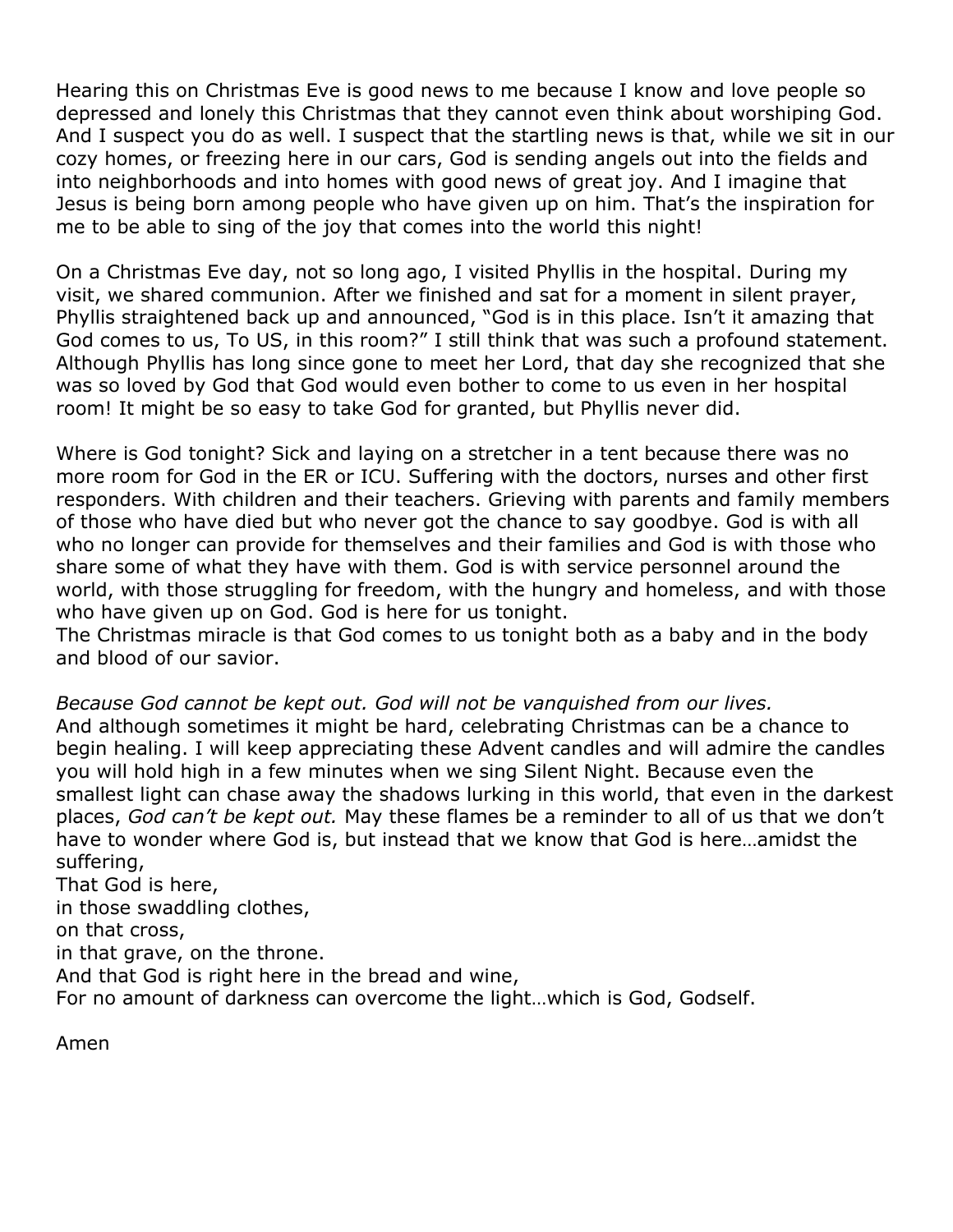Hearing this on Christmas Eve is good news to me because I know and love people so depressed and lonely this Christmas that they cannot even think about worshiping God. And I suspect you do as well. I suspect that the startling news is that, while we sit in our cozy homes, or freezing here in our cars, God is sending angels out into the fields and into neighborhoods and into homes with good news of great joy. And I imagine that Jesus is being born among people who have given up on him. That's the inspiration for me to be able to sing of the joy that comes into the world this night!

On a Christmas Eve day, not so long ago, I visited Phyllis in the hospital. During my visit, we shared communion. After we finished and sat for a moment in silent prayer, Phyllis straightened back up and announced, "God is in this place. Isn't it amazing that God comes to us, To US, in this room?" I still think that was such a profound statement. Although Phyllis has long since gone to meet her Lord, that day she recognized that she was so loved by God that God would even bother to come to us even in her hospital room! It might be so easy to take God for granted, but Phyllis never did.

Where is God tonight? Sick and laying on a stretcher in a tent because there was no more room for God in the ER or ICU. Suffering with the doctors, nurses and other first responders. With children and their teachers. Grieving with parents and family members of those who have died but who never got the chance to say goodbye. God is with all who no longer can provide for themselves and their families and God is with those who share some of what they have with them. God is with service personnel around the world, with those struggling for freedom, with the hungry and homeless, and with those who have given up on God. God is here for us tonight.
The Christmas miracle is that God comes to us tonight both as a baby and in the body and blood of our savior.

*Because God cannot be kept out. God will not be vanquished from our lives.*
And although sometimes it might be hard, celebrating Christmas can be a chance to begin healing. I will keep appreciating these Advent candles and will admire the candles you will hold high in a few minutes when we sing Silent Night. Because even the smallest light can chase away the shadows lurking in this world, that even in the darkest places, *God can't be kept out.* May these flames be a reminder to all of us that we don't have to wonder where God is, but instead that we know that God is here…amidst the suffering,
That God is here,
in those swaddling clothes,
on that cross,
in that grave, on the throne.
And that God is right here in the bread and wine,
For no amount of darkness can overcome the light…which is God, Godself.

Amen